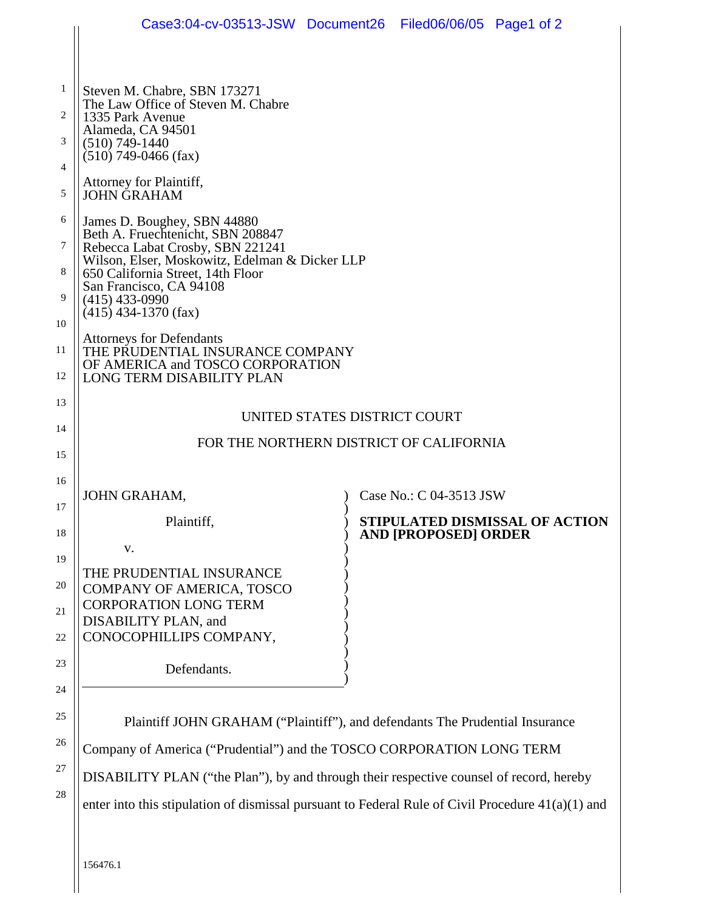Steven M. Chabre, SBN 173271
The Law Office of Steven M. Chabre
1335 Park Avenue
Alameda, CA 94501
(510) 749-1440
(510) 749-0466 (fax)

Attorney for Plaintiff,
JOHN GRAHAM

James D. Boughey, SBN 44880
Beth A. Fruechtenicht, SBN 208847
Rebecca Labat Crosby, SBN 221241
Wilson, Elser, Moskowitz, Edelman & Dicker LLP
650 California Street, 14th Floor
San Francisco, CA 94108
(415) 433-0990
(415) 434-1370 (fax)

Attorneys for Defendants
THE PRUDENTIAL INSURANCE COMPANY
OF AMERICA and TOSCO CORPORATION
LONG TERM DISABILITY PLAN

UNITED STATES DISTRICT COURT

FOR THE NORTHERN DISTRICT OF CALIFORNIA

JOHN GRAHAM,

Plaintiff,

v.

THE PRUDENTIAL INSURANCE COMPANY OF AMERICA, TOSCO CORPORATION LONG TERM DISABILITY PLAN, and CONOCOPHILLIPS COMPANY,

Defendants.

Case No.: C 04-3513 JSW

**STIPULATED DISMISSAL OF ACTION AND [PROPOSED] ORDER**

Plaintiff JOHN GRAHAM ("Plaintiff"), and defendants The Prudential Insurance Company of America ("Prudential") and the TOSCO CORPORATION LONG TERM DISABILITY PLAN ("the Plan"), by and through their respective counsel of record, hereby enter into this stipulation of dismissal pursuant to Federal Rule of Civil Procedure 41(a)(1) and

156476.1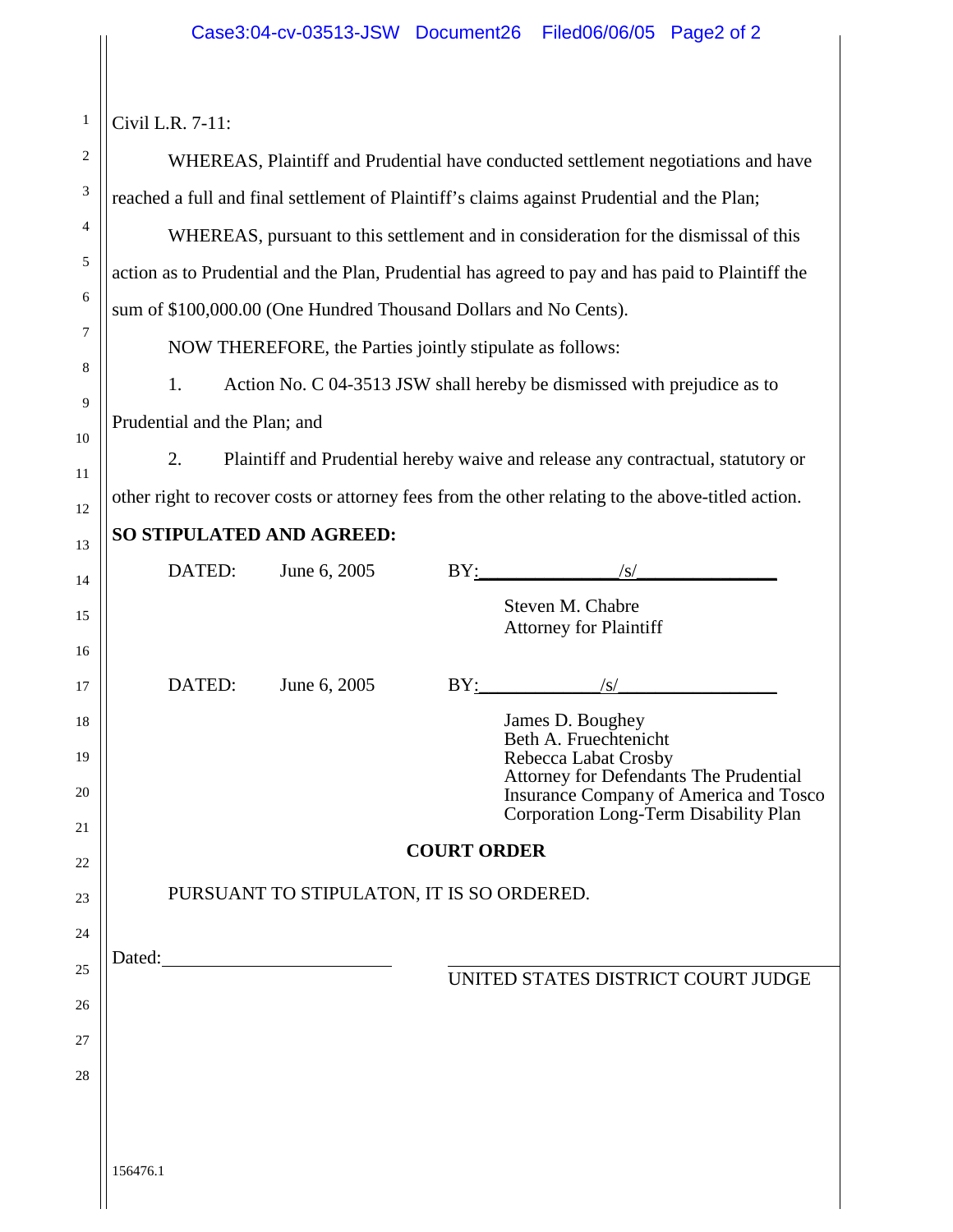Civil L.R. 7-11:

WHEREAS, Plaintiff and Prudential have conducted settlement negotiations and have reached a full and final settlement of Plaintiff's claims against Prudential and the Plan;

WHEREAS, pursuant to this settlement and in consideration for the dismissal of this action as to Prudential and the Plan, Prudential has agreed to pay and has paid to Plaintiff the sum of $100,000.00 (One Hundred Thousand Dollars and No Cents).

NOW THEREFORE, the Parties jointly stipulate as follows:

1. Action No. C 04-3513 JSW shall hereby be dismissed with prejudice as to Prudential and the Plan; and

2. Plaintiff and Prudential hereby waive and release any contractual, statutory or other right to recover costs or attorney fees from the other relating to the above-titled action.

**SO STIPULATED AND AGREED:**

DATED: June 6, 2005 BY: /s/

Steven M. Chabre
Attorney for Plaintiff

DATED: June 6, 2005 BY: /s/

James D. Boughey
Beth A. Fruechtenicht
Rebecca Labat Crosby
Attorney for Defendants The Prudential Insurance Company of America and Tosco Corporation Long-Term Disability Plan

**COURT ORDER**

PURSUANT TO STIPULATON, IT IS SO ORDERED.

Dated: ______________________

UNITED STATES DISTRICT COURT JUDGE

156476.1